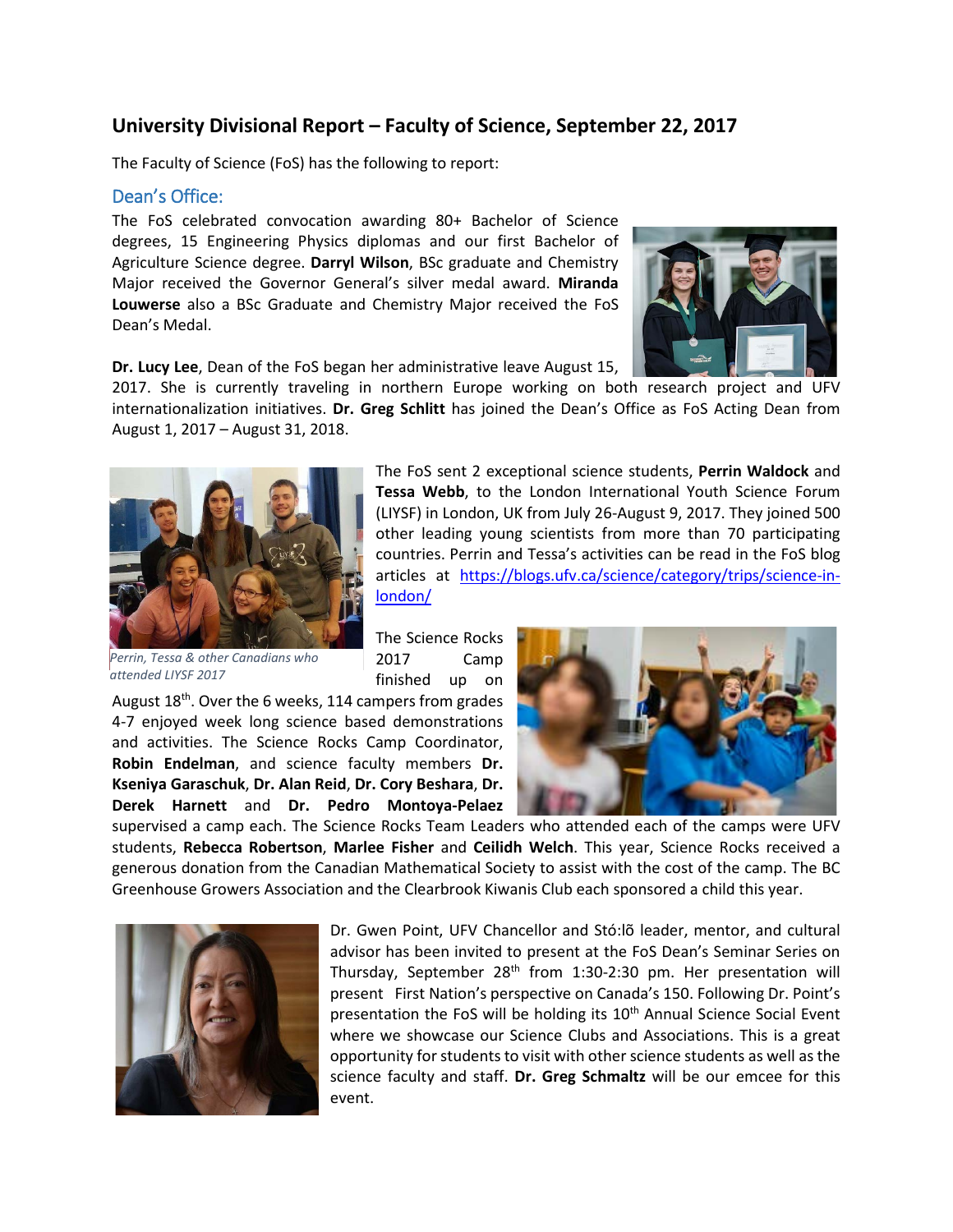## University Divisional Report – Faculty of Science, September 22, 2017

The Faculty of Science (FoS) has the following to report:

### Dean's Office:

The FoS celebrated convocation awarding 80+ Bachelor of Science degrees, 15 Engineering Physics diplomas and our first Bachelor of Agriculture Science degree. **Darryl Wilson**, BSc graduate and Chemistry Major received the Governor General's silver medal award. **Miranda Louwerse** also a BSc Graduate and Chemistry Major received the FoS Dean's Medal.

**Dr. Lucy Lee**, Dean of the FoS began her administrative leave August 15, 2017. She is currently traveling in northern Europe working on both research project and UFV internationalization initiatives. **Dr. Greg Schlitt** has joined the Dean's Office as FoS Acting Dean from August 1, 2017 – August 31, 2018.

*Perrin, Tessa & other Canadians who attended LIYSF 2017*

The FoS sent 2 exceptional science students, **Perrin Waldock** and **Tessa Webb**, to the London International Youth Science Forum (LIYSF) in London, UK from July 26-August 9, 2017. They joined 500 other leading young scientists from more than 70 participating countries. Perrin and Tessa's activities can be read in the FoS blog articles at https://blogs.ufv.ca/science/category/trips/science-in-london/

The Science Rocks 2017 Camp finished up on August 18th. Over the 6 weeks, 114 campers from grades 4-7 enjoyed week long science based demonstrations and activities. The Science Rocks Camp Coordinator, **Robin Endelman**, and science faculty members **Dr. Kseniya Garaschuk**, **Dr. Alan Reid**, **Dr. Cory Beshara**, **Dr. Derek Harnett** and **Dr. Pedro Montoya-Pelaez** supervised a camp each. The Science Rocks Team Leaders who attended each of the camps were UFV students, **Rebecca Robertson**, **Marlee Fisher** and **Ceilidh Welch**. This year, Science Rocks received a generous donation from the Canadian Mathematical Society to assist with the cost of the camp. The BC Greenhouse Growers Association and the Clearbrook Kiwanis Club each sponsored a child this year.

Dr. Gwen Point, UFV Chancellor and Stó:lõ leader, mentor, and cultural advisor has been invited to present at the FoS Dean's Seminar Series on Thursday, September 28th from 1:30-2:30 pm. Her presentation will present First Nation's perspective on Canada's 150. Following Dr. Point's presentation the FoS will be holding its 10th Annual Science Social Event where we showcase our Science Clubs and Associations. This is a great opportunity for students to visit with other science students as well as the science faculty and staff. **Dr. Greg Schmaltz** will be our emcee for this event.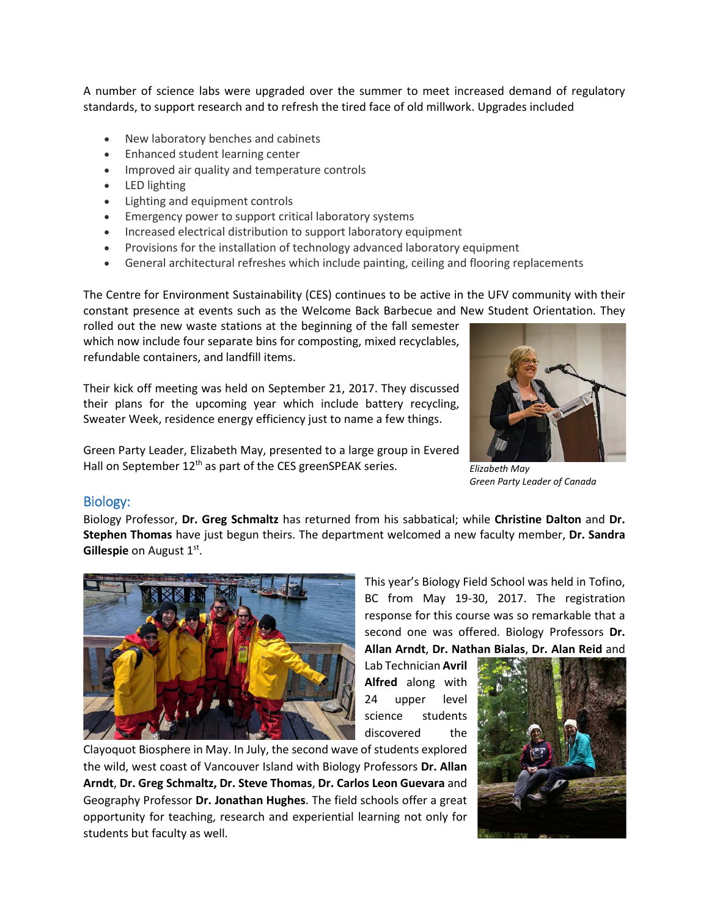A number of science labs were upgraded over the summer to meet increased demand of regulatory standards, to support research and to refresh the tired face of old millwork. Upgrades included

- New laboratory benches and cabinets
- Enhanced student learning center
- Improved air quality and temperature controls
- LED lighting
- Lighting and equipment controls
- Emergency power to support critical laboratory systems
- Increased electrical distribution to support laboratory equipment
- Provisions for the installation of technology advanced laboratory equipment
- General architectural refreshes which include painting, ceiling and flooring replacements

The Centre for Environment Sustainability (CES) continues to be active in the UFV community with their constant presence at events such as the Welcome Back Barbecue and New Student Orientation. They rolled out the new waste stations at the beginning of the fall semester which now include four separate bins for composting, mixed recyclables, refundable containers, and landfill items.

Their kick off meeting was held on September 21, 2017. They discussed their plans for the upcoming year which include battery recycling, Sweater Week, residence energy efficiency just to name a few things.

Green Party Leader, Elizabeth May, presented to a large group in Evered Hall on September 12th as part of the CES greenSPEAK series.

*Elizabeth May*
*Green Party Leader of Canada*

## Biology:

Biology Professor, **Dr. Greg Schmaltz** has returned from his sabbatical; while **Christine Dalton** and **Dr. Stephen Thomas** have just begun theirs. The department welcomed a new faculty member, **Dr. Sandra Gillespie** on August 1st.

This year's Biology Field School was held in Tofino, BC from May 19-30, 2017. The registration response for this course was so remarkable that a second one was offered. Biology Professors **Dr. Allan Arndt**, **Dr. Nathan Bialas**, **Dr. Alan Reid** and Lab Technician **Avril Alfred** along with 24 upper level science students discovered the Clayoquot Biosphere in May. In July, the second wave of students explored the wild, west coast of Vancouver Island with Biology Professors **Dr. Allan Arndt**, **Dr. Greg Schmaltz, Dr. Steve Thomas**, **Dr. Carlos Leon Guevara** and Geography Professor **Dr. Jonathan Hughes**. The field schools offer a great opportunity for teaching, research and experiential learning not only for students but faculty as well.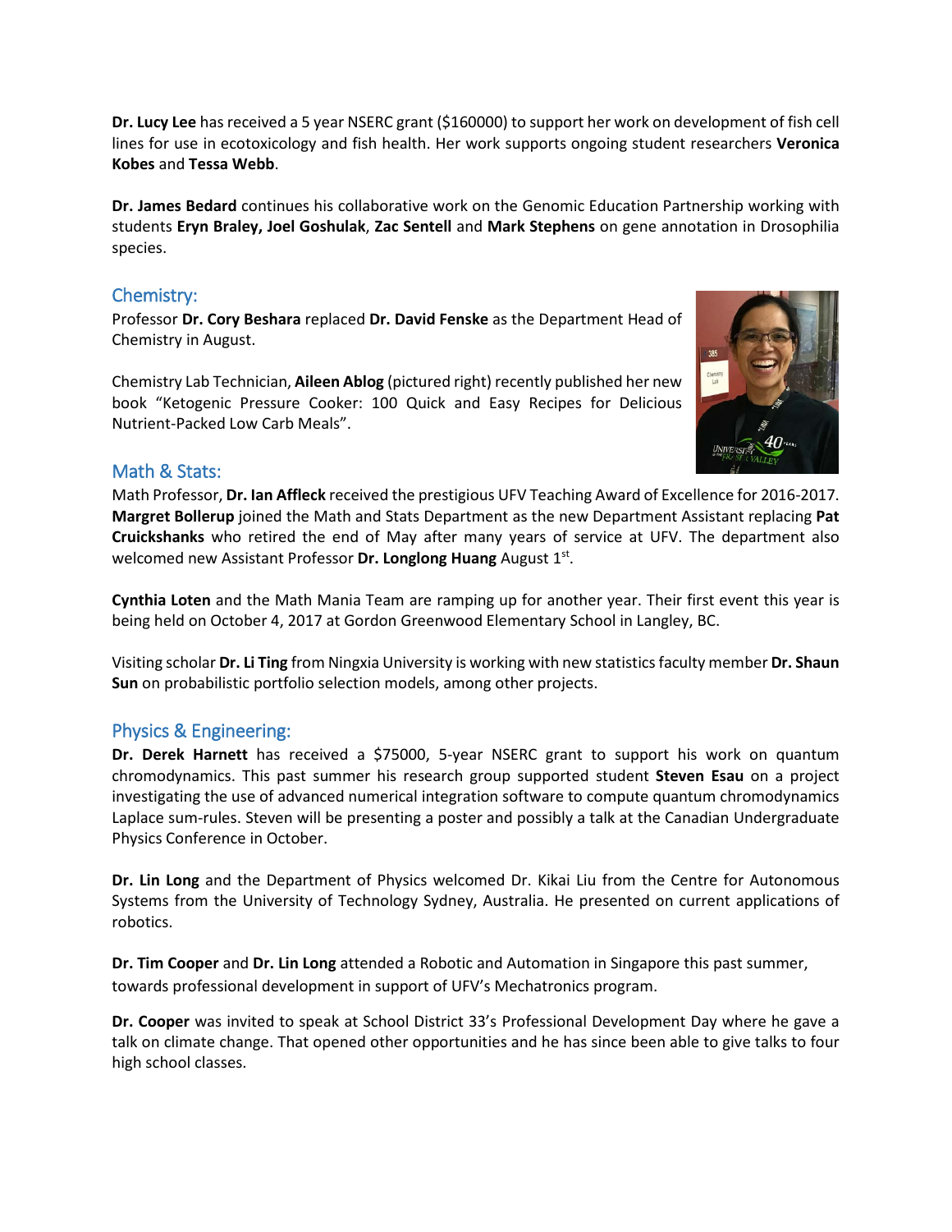**Dr. Lucy Lee** has received a 5 year NSERC grant ($160000) to support her work on development of fish cell lines for use in ecotoxicology and fish health. Her work supports ongoing student researchers **Veronica Kobes** and **Tessa Webb**.

**Dr. James Bedard** continues his collaborative work on the Genomic Education Partnership working with students **Eryn Braley, Joel Goshulak**, **Zac Sentell** and **Mark Stephens** on gene annotation in Drosophilia species.

## Chemistry:

Professor **Dr. Cory Beshara** replaced **Dr. David Fenske** as the Department Head of Chemistry in August.

Chemistry Lab Technician, **Aileen Ablog** (pictured right) recently published her new book "Ketogenic Pressure Cooker: 100 Quick and Easy Recipes for Delicious Nutrient-Packed Low Carb Meals".

## Math & Stats:

Math Professor, **Dr. Ian Affleck** received the prestigious UFV Teaching Award of Excellence for 2016-2017. **Margret Bollerup** joined the Math and Stats Department as the new Department Assistant replacing **Pat Cruickshanks** who retired the end of May after many years of service at UFV. The department also welcomed new Assistant Professor **Dr. Longlong Huang** August 1st.

**Cynthia Loten** and the Math Mania Team are ramping up for another year. Their first event this year is being held on October 4, 2017 at Gordon Greenwood Elementary School in Langley, BC.

Visiting scholar **Dr. Li Ting** from Ningxia University is working with new statistics faculty member **Dr. Shaun Sun** on probabilistic portfolio selection models, among other projects.

## Physics & Engineering:

**Dr. Derek Harnett** has received a $75000, 5-year NSERC grant to support his work on quantum chromodynamics. This past summer his research group supported student **Steven Esau** on a project investigating the use of advanced numerical integration software to compute quantum chromodynamics Laplace sum-rules. Steven will be presenting a poster and possibly a talk at the Canadian Undergraduate Physics Conference in October.

**Dr. Lin Long** and the Department of Physics welcomed Dr. Kikai Liu from the Centre for Autonomous Systems from the University of Technology Sydney, Australia. He presented on current applications of robotics.

**Dr. Tim Cooper** and **Dr. Lin Long** attended a Robotic and Automation in Singapore this past summer, towards professional development in support of UFV's Mechatronics program.

**Dr. Cooper** was invited to speak at School District 33's Professional Development Day where he gave a talk on climate change. That opened other opportunities and he has since been able to give talks to four high school classes.